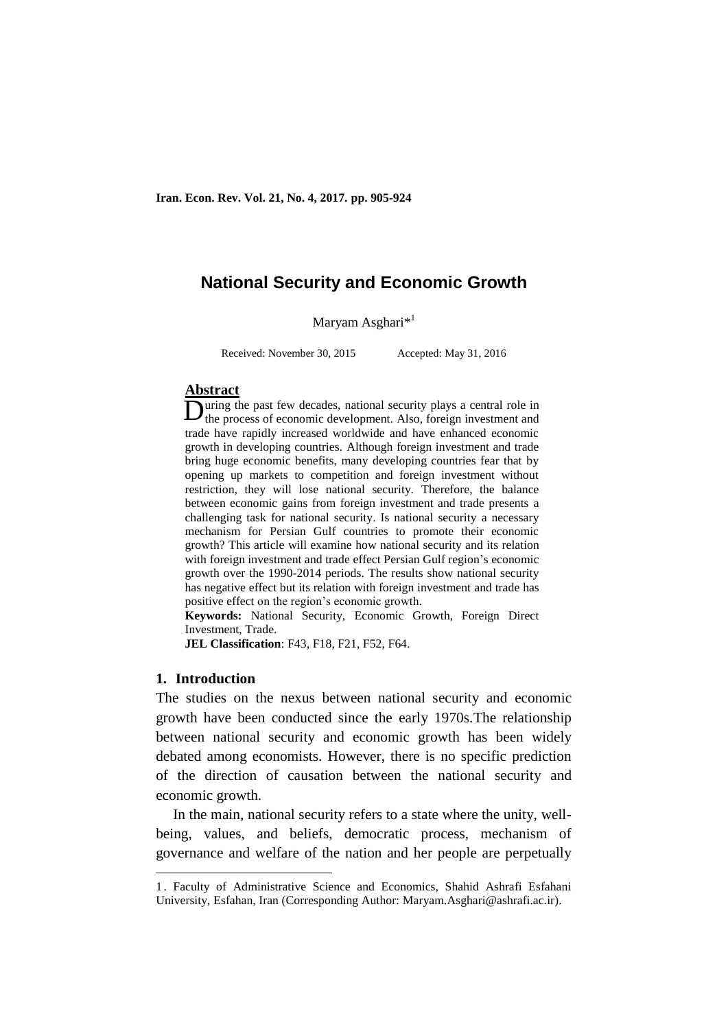# National Security and Economic Growth

Maryam Asghari*[1]

Received: November 30, 2015 Accepted: May 31, 2016

## Abstract

During the past few decades, national security plays a central role in the process of economic development. Also, foreign investment and trade have rapidly increased worldwide and have enhanced economic growth in developing countries. Although foreign investment and trade bring huge economic benefits, many developing countries fear that by opening up markets to competition and foreign investment without restriction, they will lose national security. Therefore, the balance between economic gains from foreign investment and trade presents a challenging task for national security. Is national security a necessary mechanism for Persian Gulf countries to promote their economic growth? This article will examine how national security and its relation with foreign investment and trade effect Persian Gulf region's economic growth over the 1990-2014 periods. The results show national security has negative effect but its relation with foreign investment and trade has positive effect on the region's economic growth.

**Keywords:** National Security, Economic Growth, Foreign Direct Investment, Trade.

**JEL Classification**: F43, F18, F21, F52, F64.

## 1. Introduction

The studies on the nexus between national security and economic growth have been conducted since the early 1970s.The relationship between national security and economic growth has been widely debated among economists. However, there is no specific prediction of the direction of causation between the national security and economic growth.

In the main, national security refers to a state where the unity, well-being, values, and beliefs, democratic process, mechanism of governance and welfare of the nation and her people are perpetually

---

1. Faculty of Administrative Science and Economics, Shahid Ashrafi Esfahani University, Esfahan, Iran (Corresponding Author: Maryam.Asghari@ashrafi.ac.ir).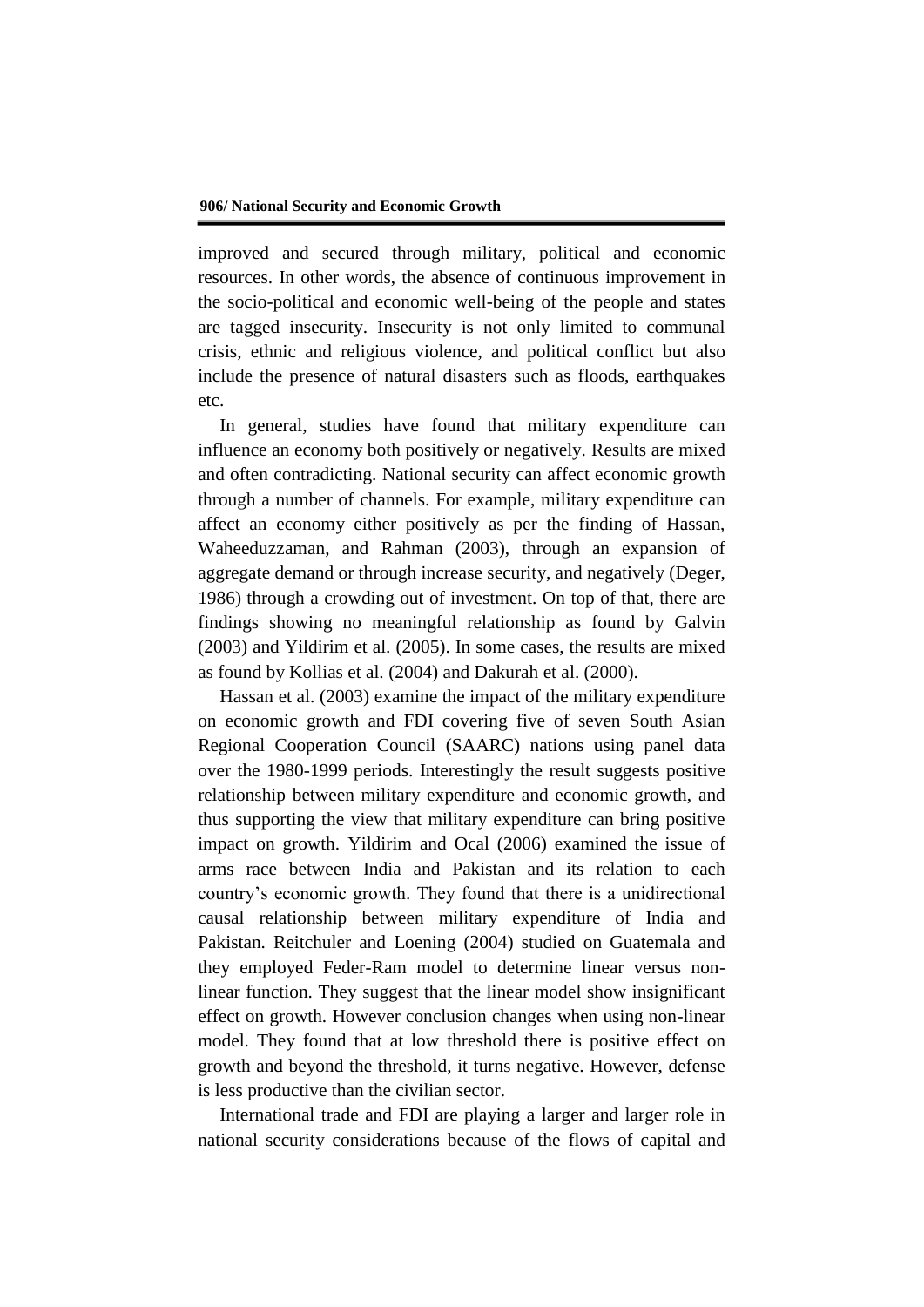improved and secured through military, political and economic resources. In other words, the absence of continuous improvement in the socio-political and economic well-being of the people and states are tagged insecurity. Insecurity is not only limited to communal crisis, ethnic and religious violence, and political conflict but also include the presence of natural disasters such as floods, earthquakes etc.

In general, studies have found that military expenditure can influence an economy both positively or negatively. Results are mixed and often contradicting. National security can affect economic growth through a number of channels. For example, military expenditure can affect an economy either positively as per the finding of Hassan, Waheeduzzaman, and Rahman (2003), through an expansion of aggregate demand or through increase security, and negatively (Deger, 1986) through a crowding out of investment. On top of that, there are findings showing no meaningful relationship as found by Galvin (2003) and Yildirim et al. (2005). In some cases, the results are mixed as found by Kollias et al. (2004) and Dakurah et al. (2000).

Hassan et al. (2003) examine the impact of the military expenditure on economic growth and FDI covering five of seven South Asian Regional Cooperation Council (SAARC) nations using panel data over the 1980-1999 periods. Interestingly the result suggests positive relationship between military expenditure and economic growth, and thus supporting the view that military expenditure can bring positive impact on growth. Yildirim and Ocal (2006) examined the issue of arms race between India and Pakistan and its relation to each country's economic growth. They found that there is a unidirectional causal relationship between military expenditure of India and Pakistan. Reitchuler and Loening (2004) studied on Guatemala and they employed Feder-Ram model to determine linear versus non-linear function. They suggest that the linear model show insignificant effect on growth. However conclusion changes when using non-linear model. They found that at low threshold there is positive effect on growth and beyond the threshold, it turns negative. However, defense is less productive than the civilian sector.

International trade and FDI are playing a larger and larger role in national security considerations because of the flows of capital and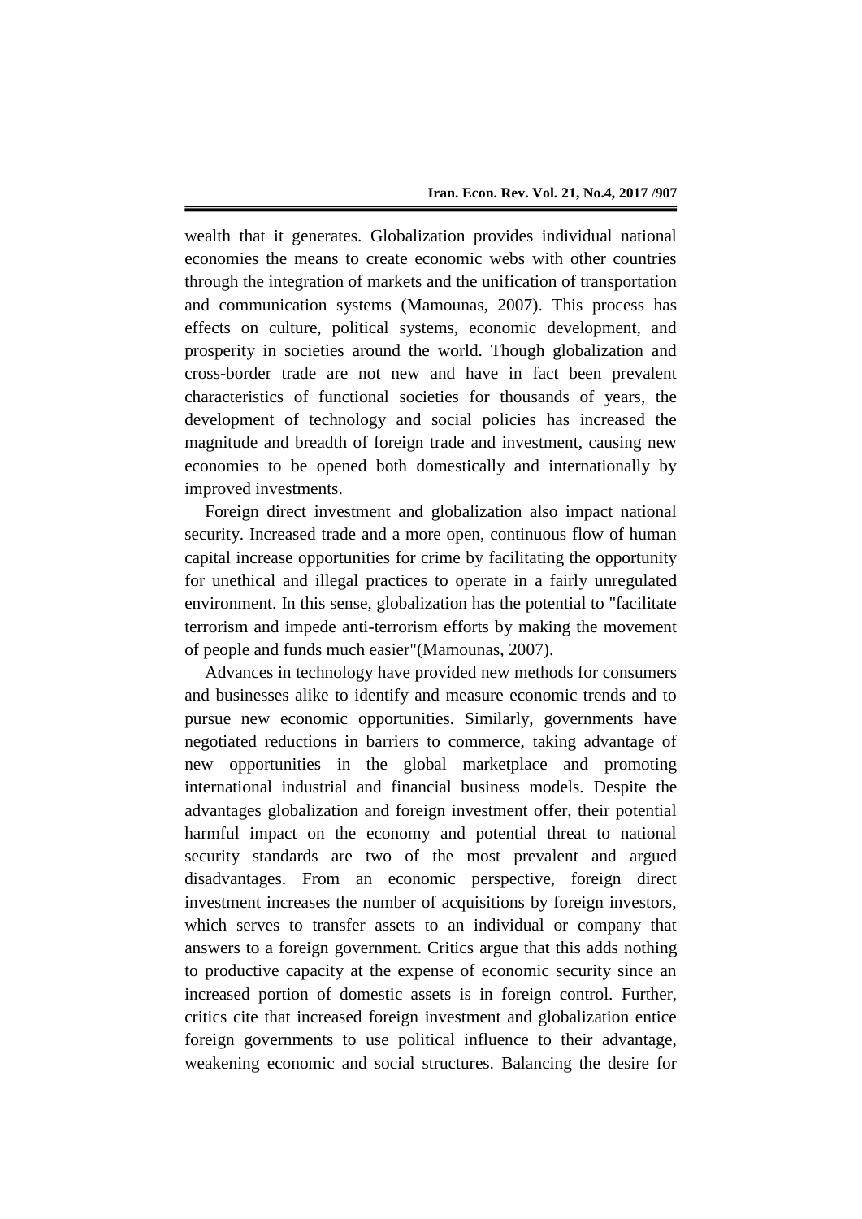wealth that it generates. Globalization provides individual national economies the means to create economic webs with other countries through the integration of markets and the unification of transportation and communication systems (Mamounas, 2007). This process has effects on culture, political systems, economic development, and prosperity in societies around the world. Though globalization and cross-border trade are not new and have in fact been prevalent characteristics of functional societies for thousands of years, the development of technology and social policies has increased the magnitude and breadth of foreign trade and investment, causing new economies to be opened both domestically and internationally by improved investments.

Foreign direct investment and globalization also impact national security. Increased trade and a more open, continuous flow of human capital increase opportunities for crime by facilitating the opportunity for unethical and illegal practices to operate in a fairly unregulated environment. In this sense, globalization has the potential to "facilitate terrorism and impede anti-terrorism efforts by making the movement of people and funds much easier"(Mamounas, 2007).

Advances in technology have provided new methods for consumers and businesses alike to identify and measure economic trends and to pursue new economic opportunities. Similarly, governments have negotiated reductions in barriers to commerce, taking advantage of new opportunities in the global marketplace and promoting international industrial and financial business models. Despite the advantages globalization and foreign investment offer, their potential harmful impact on the economy and potential threat to national security standards are two of the most prevalent and argued disadvantages. From an economic perspective, foreign direct investment increases the number of acquisitions by foreign investors, which serves to transfer assets to an individual or company that answers to a foreign government. Critics argue that this adds nothing to productive capacity at the expense of economic security since an increased portion of domestic assets is in foreign control. Further, critics cite that increased foreign investment and globalization entice foreign governments to use political influence to their advantage, weakening economic and social structures. Balancing the desire for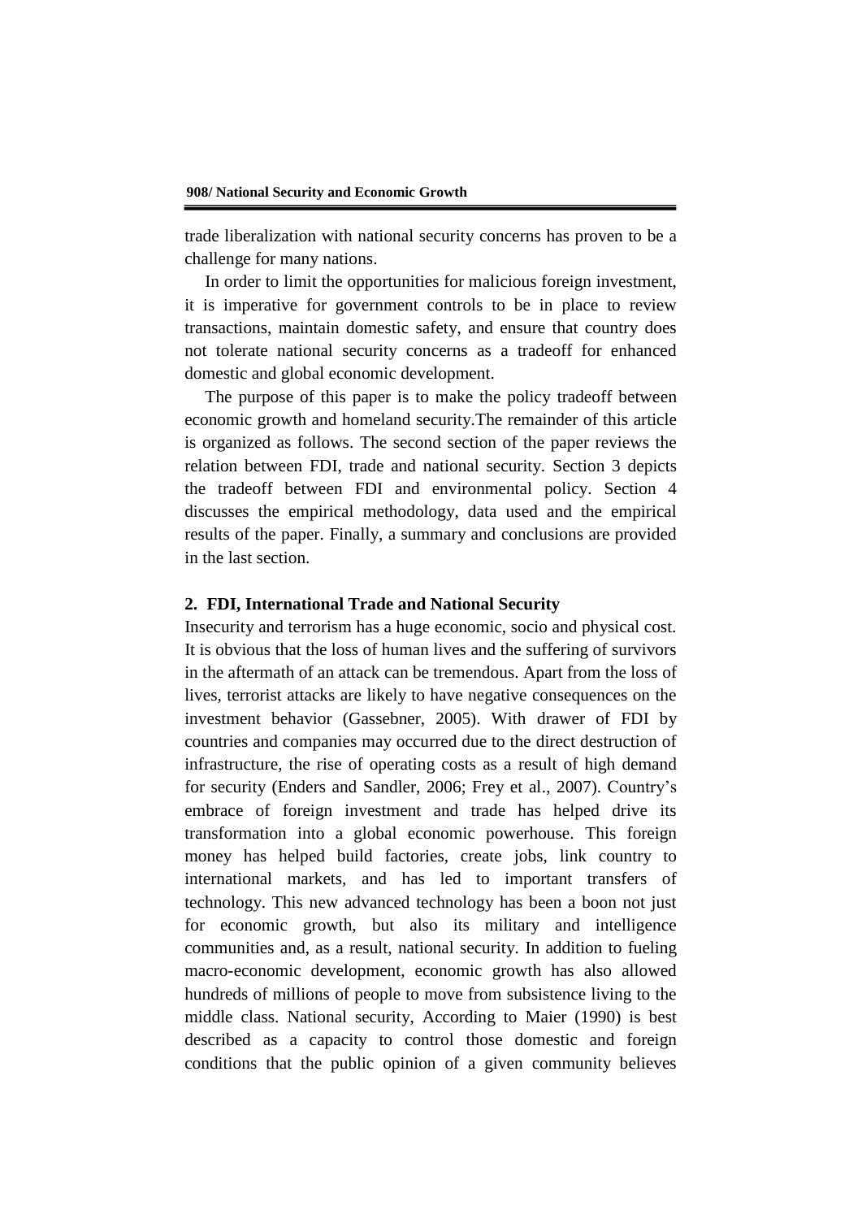trade liberalization with national security concerns has proven to be a challenge for many nations.

In order to limit the opportunities for malicious foreign investment, it is imperative for government controls to be in place to review transactions, maintain domestic safety, and ensure that country does not tolerate national security concerns as a tradeoff for enhanced domestic and global economic development.

The purpose of this paper is to make the policy tradeoff between economic growth and homeland security.The remainder of this article is organized as follows. The second section of the paper reviews the relation between FDI, trade and national security. Section 3 depicts the tradeoff between FDI and environmental policy. Section 4 discusses the empirical methodology, data used and the empirical results of the paper. Finally, a summary and conclusions are provided in the last section.

## 2. FDI, International Trade and National Security

Insecurity and terrorism has a huge economic, socio and physical cost. It is obvious that the loss of human lives and the suffering of survivors in the aftermath of an attack can be tremendous. Apart from the loss of lives, terrorist attacks are likely to have negative consequences on the investment behavior (Gassebner, 2005). With drawer of FDI by countries and companies may occurred due to the direct destruction of infrastructure, the rise of operating costs as a result of high demand for security (Enders and Sandler, 2006; Frey et al., 2007). Country's embrace of foreign investment and trade has helped drive its transformation into a global economic powerhouse. This foreign money has helped build factories, create jobs, link country to international markets, and has led to important transfers of technology. This new advanced technology has been a boon not just for economic growth, but also its military and intelligence communities and, as a result, national security. In addition to fueling macro-economic development, economic growth has also allowed hundreds of millions of people to move from subsistence living to the middle class. National security, According to Maier (1990) is best described as a capacity to control those domestic and foreign conditions that the public opinion of a given community believes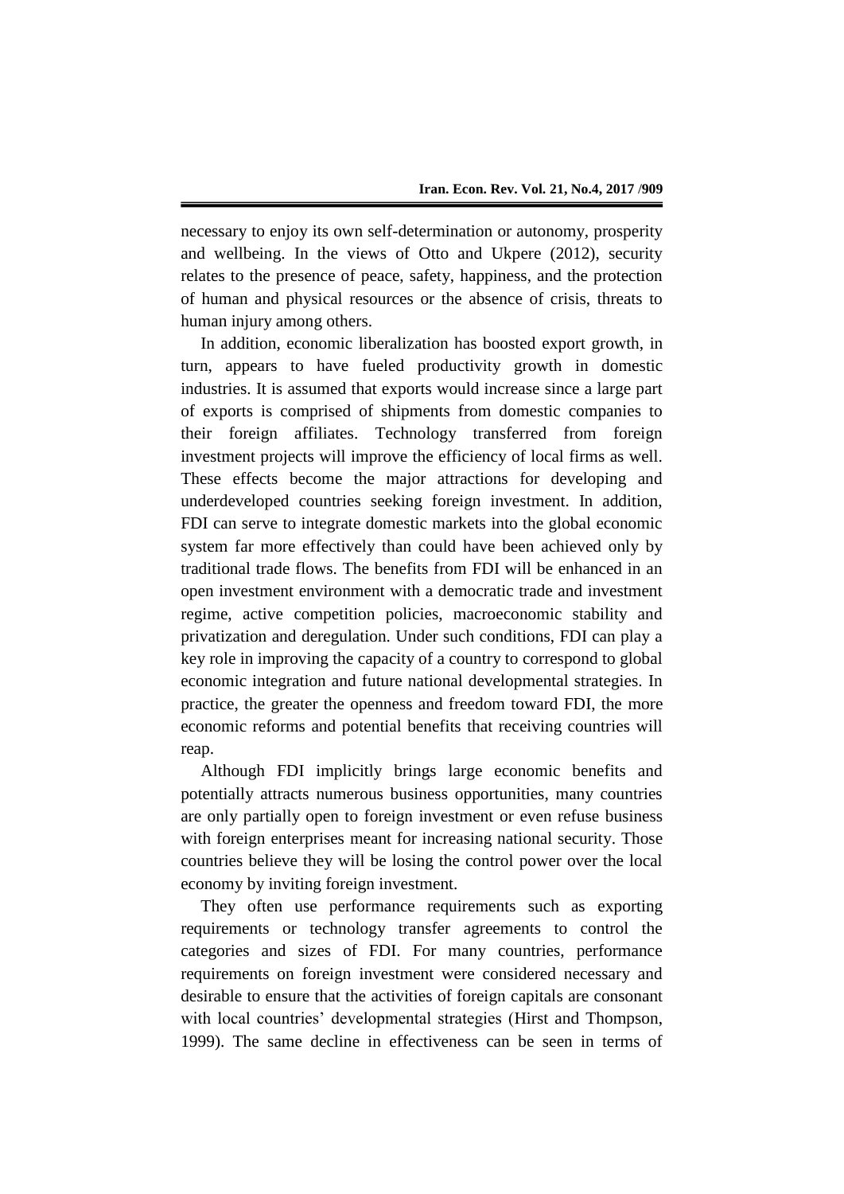necessary to enjoy its own self-determination or autonomy, prosperity and wellbeing. In the views of Otto and Ukpere (2012), security relates to the presence of peace, safety, happiness, and the protection of human and physical resources or the absence of crisis, threats to human injury among others.

In addition, economic liberalization has boosted export growth, in turn, appears to have fueled productivity growth in domestic industries. It is assumed that exports would increase since a large part of exports is comprised of shipments from domestic companies to their foreign affiliates. Technology transferred from foreign investment projects will improve the efficiency of local firms as well. These effects become the major attractions for developing and underdeveloped countries seeking foreign investment. In addition, FDI can serve to integrate domestic markets into the global economic system far more effectively than could have been achieved only by traditional trade flows. The benefits from FDI will be enhanced in an open investment environment with a democratic trade and investment regime, active competition policies, macroeconomic stability and privatization and deregulation. Under such conditions, FDI can play a key role in improving the capacity of a country to correspond to global economic integration and future national developmental strategies. In practice, the greater the openness and freedom toward FDI, the more economic reforms and potential benefits that receiving countries will reap.

Although FDI implicitly brings large economic benefits and potentially attracts numerous business opportunities, many countries are only partially open to foreign investment or even refuse business with foreign enterprises meant for increasing national security. Those countries believe they will be losing the control power over the local economy by inviting foreign investment.

They often use performance requirements such as exporting requirements or technology transfer agreements to control the categories and sizes of FDI. For many countries, performance requirements on foreign investment were considered necessary and desirable to ensure that the activities of foreign capitals are consonant with local countries' developmental strategies (Hirst and Thompson, 1999). The same decline in effectiveness can be seen in terms of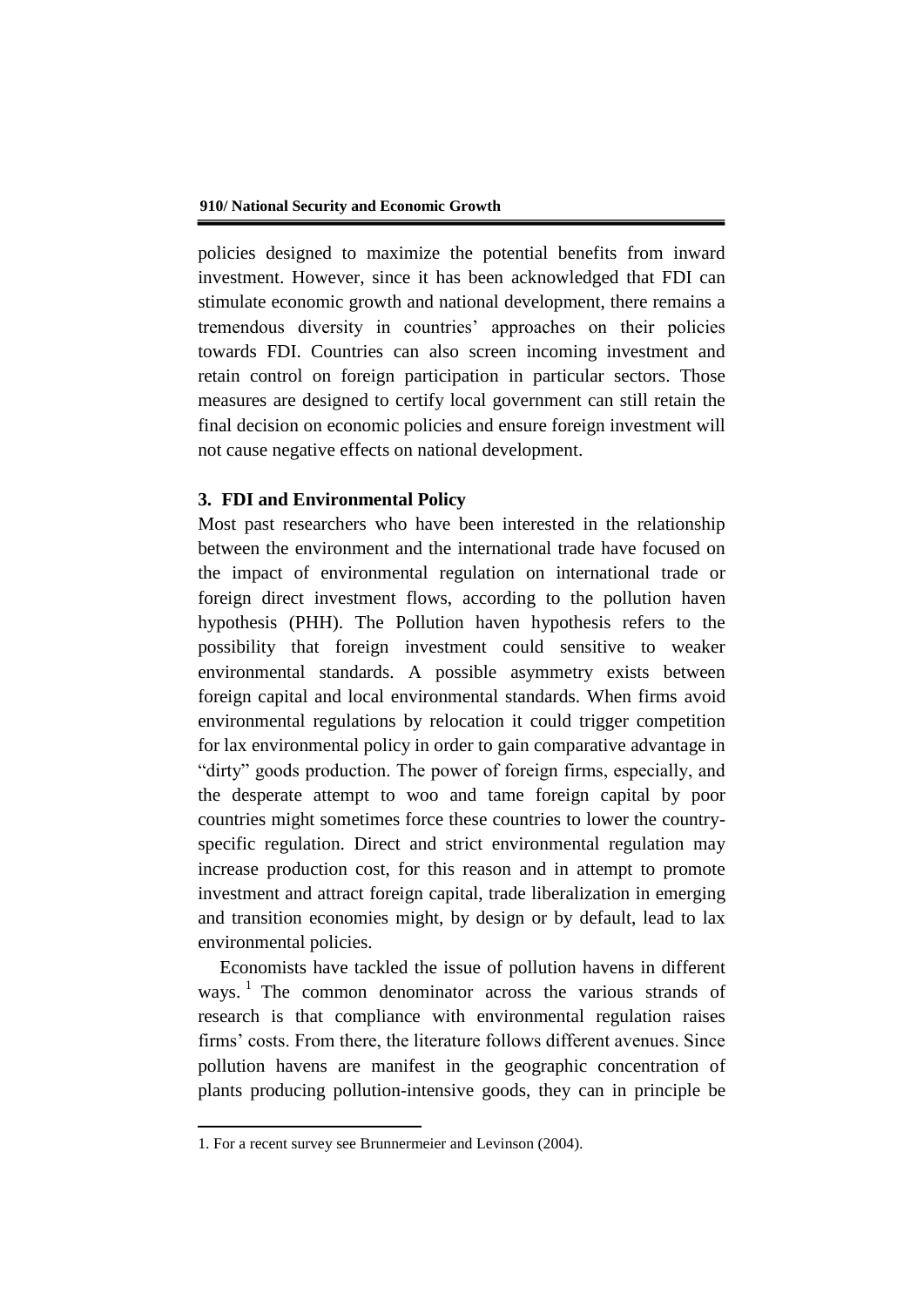policies designed to maximize the potential benefits from inward investment. However, since it has been acknowledged that FDI can stimulate economic growth and national development, there remains a tremendous diversity in countries' approaches on their policies towards FDI. Countries can also screen incoming investment and retain control on foreign participation in particular sectors. Those measures are designed to certify local government can still retain the final decision on economic policies and ensure foreign investment will not cause negative effects on national development.

### 3. FDI and Environmental Policy

Most past researchers who have been interested in the relationship between the environment and the international trade have focused on the impact of environmental regulation on international trade or foreign direct investment flows, according to the pollution haven hypothesis (PHH). The Pollution haven hypothesis refers to the possibility that foreign investment could sensitive to weaker environmental standards. A possible asymmetry exists between foreign capital and local environmental standards. When firms avoid environmental regulations by relocation it could trigger competition for lax environmental policy in order to gain comparative advantage in "dirty" goods production. The power of foreign firms, especially, and the desperate attempt to woo and tame foreign capital by poor countries might sometimes force these countries to lower the country-specific regulation. Direct and strict environmental regulation may increase production cost, for this reason and in attempt to promote investment and attract foreign capital, trade liberalization in emerging and transition economies might, by design or by default, lead to lax environmental policies.

Economists have tackled the issue of pollution havens in different ways. [1] The common denominator across the various strands of research is that compliance with environmental regulation raises firms' costs. From there, the literature follows different avenues. Since pollution havens are manifest in the geographic concentration of plants producing pollution-intensive goods, they can in principle be

1. For a recent survey see Brunnermeier and Levinson (2004).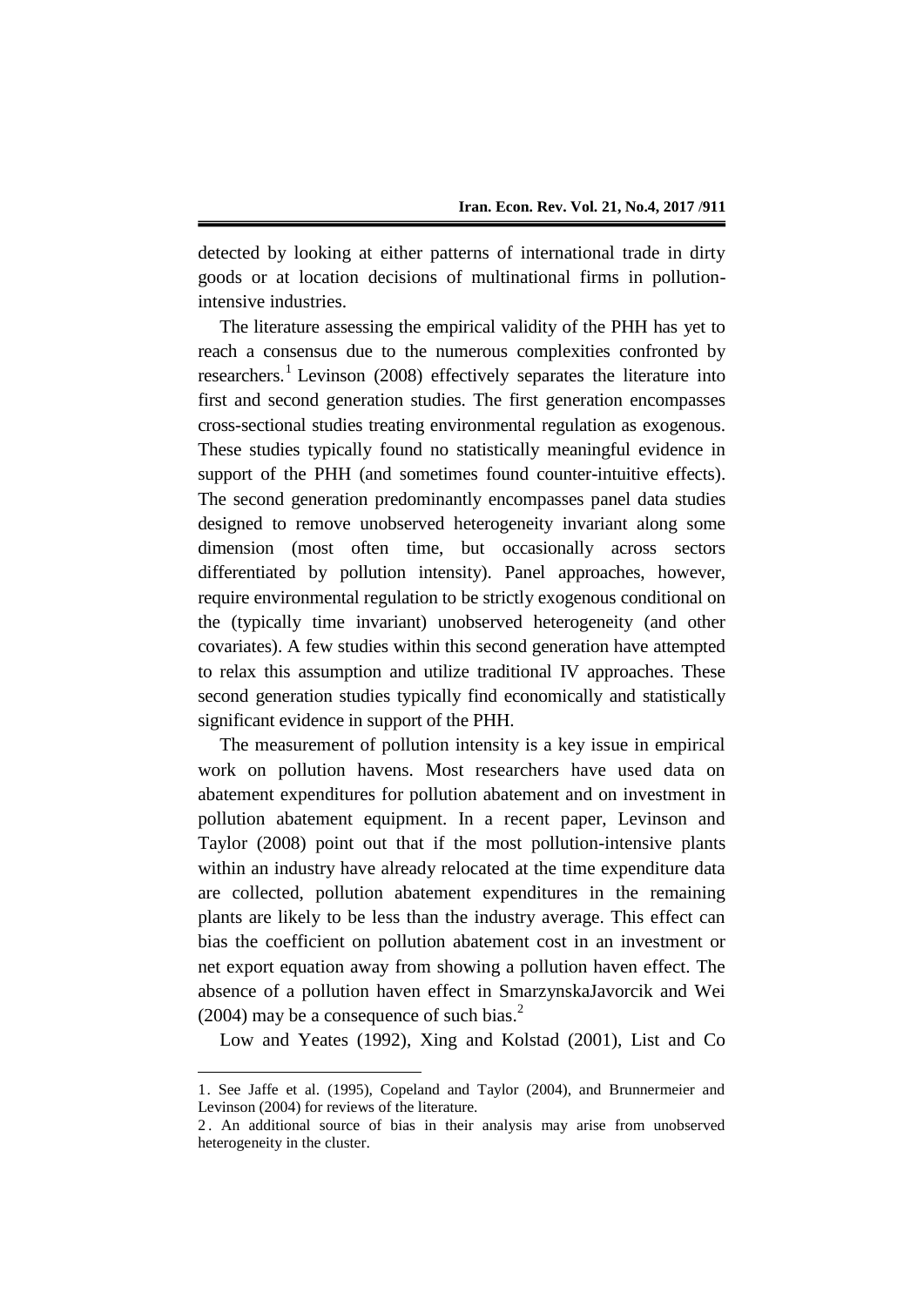detected by looking at either patterns of international trade in dirty goods or at location decisions of multinational firms in pollution-intensive industries.

The literature assessing the empirical validity of the PHH has yet to reach a consensus due to the numerous complexities confronted by researchers.[1] Levinson (2008) effectively separates the literature into first and second generation studies. The first generation encompasses cross-sectional studies treating environmental regulation as exogenous. These studies typically found no statistically meaningful evidence in support of the PHH (and sometimes found counter-intuitive effects). The second generation predominantly encompasses panel data studies designed to remove unobserved heterogeneity invariant along some dimension (most often time, but occasionally across sectors differentiated by pollution intensity). Panel approaches, however, require environmental regulation to be strictly exogenous conditional on the (typically time invariant) unobserved heterogeneity (and other covariates). A few studies within this second generation have attempted to relax this assumption and utilize traditional IV approaches. These second generation studies typically find economically and statistically significant evidence in support of the PHH.

The measurement of pollution intensity is a key issue in empirical work on pollution havens. Most researchers have used data on abatement expenditures for pollution abatement and on investment in pollution abatement equipment. In a recent paper, Levinson and Taylor (2008) point out that if the most pollution-intensive plants within an industry have already relocated at the time expenditure data are collected, pollution abatement expenditures in the remaining plants are likely to be less than the industry average. This effect can bias the coefficient on pollution abatement cost in an investment or net export equation away from showing a pollution haven effect. The absence of a pollution haven effect in SmarzynskaJavorcik and Wei (2004) may be a consequence of such bias.[2]

Low and Yeates (1992), Xing and Kolstad (2001), List and Co

---

1. See Jaffe et al. (1995), Copeland and Taylor (2004), and Brunnermeier and Levinson (2004) for reviews of the literature.

2. An additional source of bias in their analysis may arise from unobserved heterogeneity in the cluster.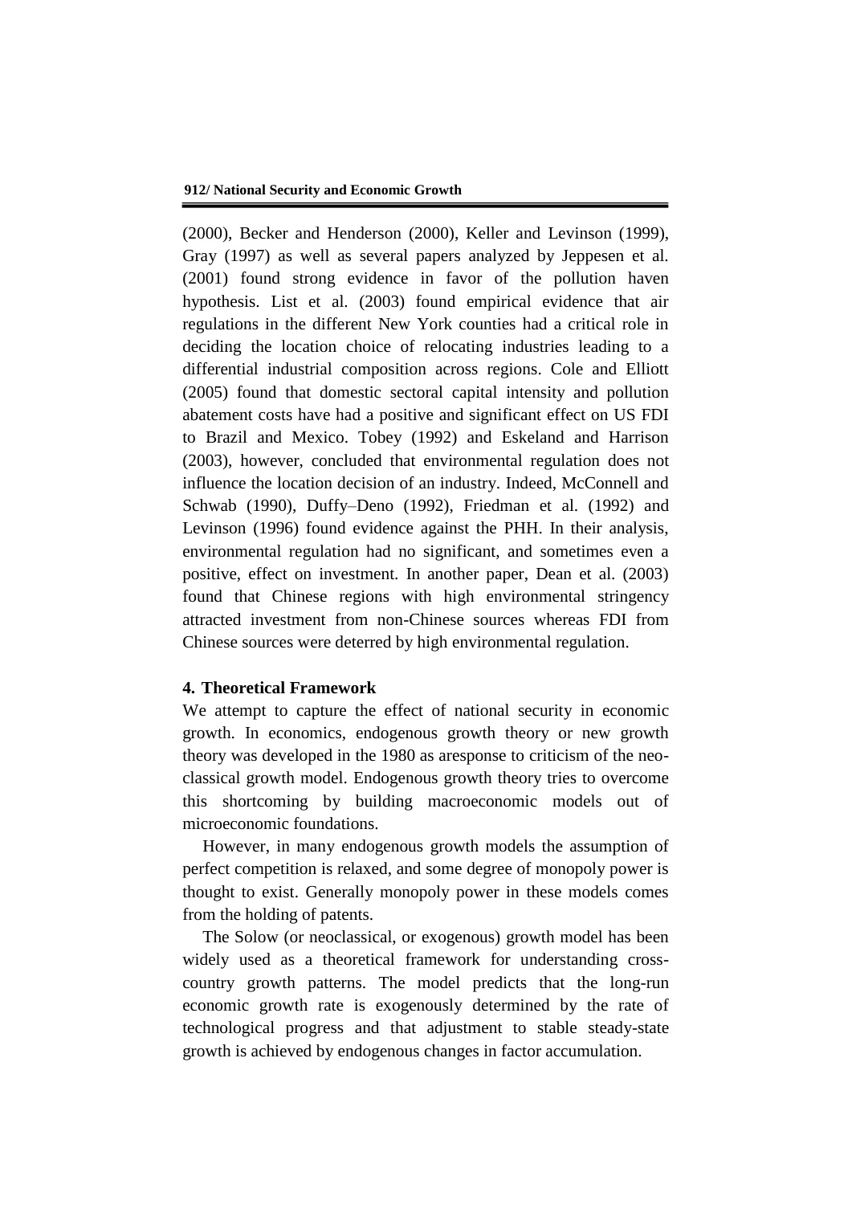(2000), Becker and Henderson (2000), Keller and Levinson (1999), Gray (1997) as well as several papers analyzed by Jeppesen et al. (2001) found strong evidence in favor of the pollution haven hypothesis. List et al. (2003) found empirical evidence that air regulations in the different New York counties had a critical role in deciding the location choice of relocating industries leading to a differential industrial composition across regions. Cole and Elliott (2005) found that domestic sectoral capital intensity and pollution abatement costs have had a positive and significant effect on US FDI to Brazil and Mexico. Tobey (1992) and Eskeland and Harrison (2003), however, concluded that environmental regulation does not influence the location decision of an industry. Indeed, McConnell and Schwab (1990), Duffy–Deno (1992), Friedman et al. (1992) and Levinson (1996) found evidence against the PHH. In their analysis, environmental regulation had no significant, and sometimes even a positive, effect on investment. In another paper, Dean et al. (2003) found that Chinese regions with high environmental stringency attracted investment from non-Chinese sources whereas FDI from Chinese sources were deterred by high environmental regulation.

## 4. Theoretical Framework

We attempt to capture the effect of national security in economic growth. In economics, endogenous growth theory or new growth theory was developed in the 1980 as aresponse to criticism of the neo-classical growth model. Endogenous growth theory tries to overcome this shortcoming by building macroeconomic models out of microeconomic foundations.

However, in many endogenous growth models the assumption of perfect competition is relaxed, and some degree of monopoly power is thought to exist. Generally monopoly power in these models comes from the holding of patents.

The Solow (or neoclassical, or exogenous) growth model has been widely used as a theoretical framework for understanding cross-country growth patterns. The model predicts that the long-run economic growth rate is exogenously determined by the rate of technological progress and that adjustment to stable steady-state growth is achieved by endogenous changes in factor accumulation.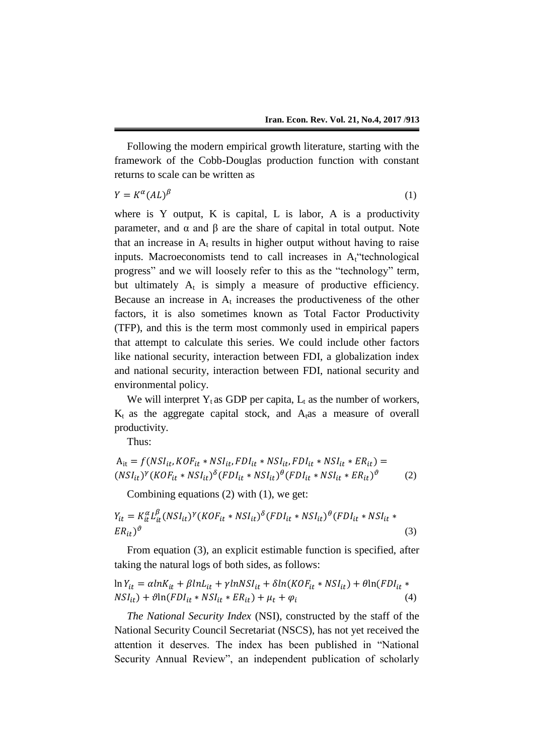Following the modern empirical growth literature, starting with the framework of the Cobb-Douglas production function with constant returns to scale can be written as

$$Y = K^{\alpha}(AL)^{\beta} \tag{1}$$

where is Y output, K is capital, L is labor, A is a productivity parameter, and α and β are the share of capital in total output. Note that an increase in $A_t$ results in higher output without having to raise inputs. Macroeconomists tend to call increases in $A_t$"technological progress" and we will loosely refer to this as the "technology" term, but ultimately $A_t$ is simply a measure of productive efficiency. Because an increase in $A_t$ increases the productiveness of the other factors, it is also sometimes known as Total Factor Productivity (TFP), and this is the term most commonly used in empirical papers that attempt to calculate this series. We could include other factors like national security, interaction between FDI, a globalization index and national security, interaction between FDI, national security and environmental policy.

We will interpret $Y_t$ as GDP per capita, $L_t$ as the number of workers, $K_t$ as the aggregate capital stock, and $A_t$as a measure of overall productivity.

Thus:

$$A_{it} = f(NSI_{it}, KOF_{it} * NSI_{it}, FDI_{it} * NSI_{it}, FDI_{it} * NSI_{it} * ER_{it}) = (NSI_{it})^{\gamma}(KOF_{it} * NSI_{it})^{\delta}(FDI_{it} * NSI_{it})^{\theta}(FDI_{it} * NSI_{it} * ER_{it})^{\vartheta} \tag{2}$$

Combining equations (2) with (1), we get:

$$Y_{it} = K_{it}^{\alpha} L_{it}^{\beta}(NSI_{it})^{\gamma}(KOF_{it} * NSI_{it})^{\delta}(FDI_{it} * NSI_{it})^{\theta}(FDI_{it} * NSI_{it} * ER_{it})^{\vartheta} \tag{3}$$

From equation (3), an explicit estimable function is specified, after taking the natural logs of both sides, as follows:

$$\ln Y_{it} = \alpha ln K_{it} + \beta ln L_{it} + \gamma ln NSI_{it} + \delta ln(KOF_{it} * NSI_{it}) + \theta \ln(FDI_{it} * NSI_{it}) + \vartheta \ln(FDI_{it} * NSI_{it} * ER_{it}) + \mu_t + \varphi_i \tag{4}$$

*The National Security Index* (NSI), constructed by the staff of the National Security Council Secretariat (NSCS), has not yet received the attention it deserves. The index has been published in "National Security Annual Review", an independent publication of scholarly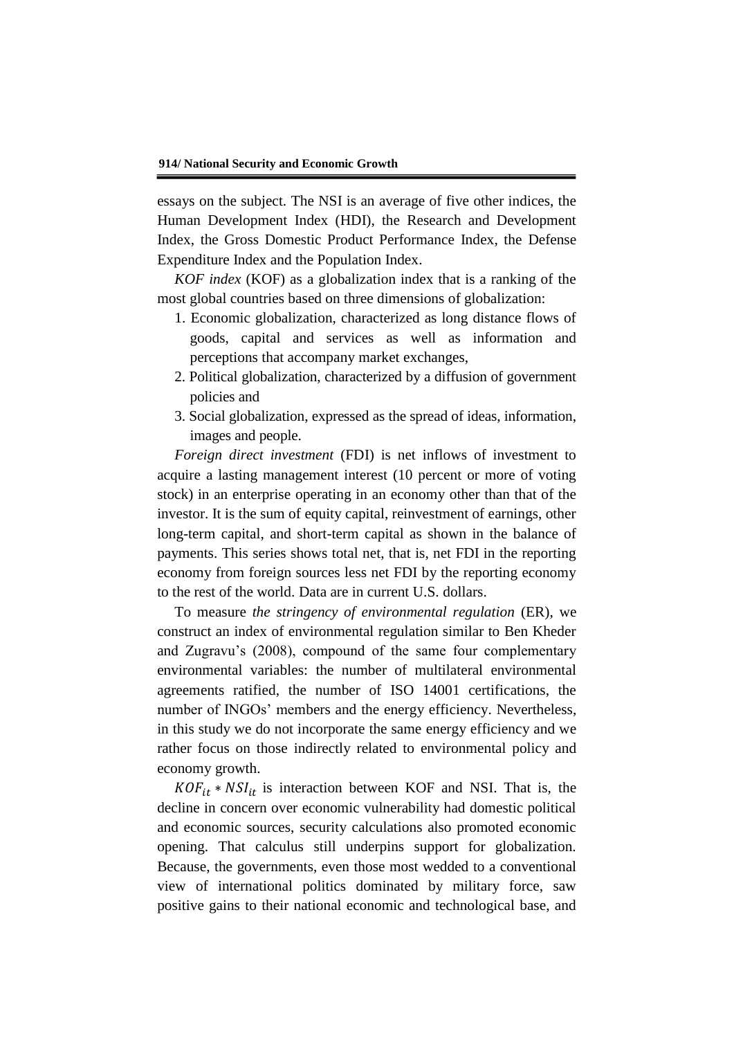essays on the subject. The NSI is an average of five other indices, the Human Development Index (HDI), the Research and Development Index, the Gross Domestic Product Performance Index, the Defense Expenditure Index and the Population Index.

*KOF index* (KOF) as a globalization index that is a ranking of the most global countries based on three dimensions of globalization:

1. Economic globalization, characterized as long distance flows of goods, capital and services as well as information and perceptions that accompany market exchanges,
2. Political globalization, characterized by a diffusion of government policies and
3. Social globalization, expressed as the spread of ideas, information, images and people.

*Foreign direct investment* (FDI) is net inflows of investment to acquire a lasting management interest (10 percent or more of voting stock) in an enterprise operating in an economy other than that of the investor. It is the sum of equity capital, reinvestment of earnings, other long-term capital, and short-term capital as shown in the balance of payments. This series shows total net, that is, net FDI in the reporting economy from foreign sources less net FDI by the reporting economy to the rest of the world. Data are in current U.S. dollars.

To measure *the stringency of environmental regulation* (ER), we construct an index of environmental regulation similar to Ben Kheder and Zugravu's (2008), compound of the same four complementary environmental variables: the number of multilateral environmental agreements ratified, the number of ISO 14001 certifications, the number of INGOs' members and the energy efficiency. Nevertheless, in this study we do not incorporate the same energy efficiency and we rather focus on those indirectly related to environmental policy and economy growth.

$KOF_{it} * NSI_{it}$ is interaction between KOF and NSI. That is, the decline in concern over economic vulnerability had domestic political and economic sources, security calculations also promoted economic opening. That calculus still underpins support for globalization. Because, the governments, even those most wedded to a conventional view of international politics dominated by military force, saw positive gains to their national economic and technological base, and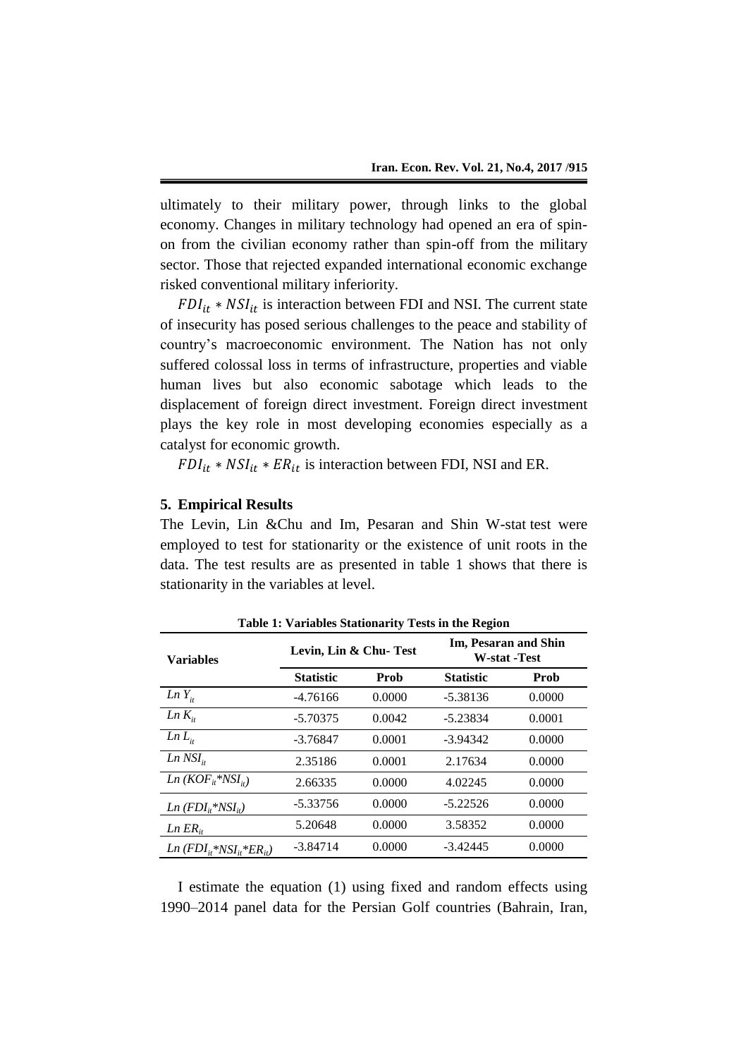ultimately to their military power, through links to the global economy. Changes in military technology had opened an era of spin-on from the civilian economy rather than spin-off from the military sector. Those that rejected expanded international economic exchange risked conventional military inferiority.

$FDI_{it} * NSI_{it}$ is interaction between FDI and NSI. The current state of insecurity has posed serious challenges to the peace and stability of country's macroeconomic environment. The Nation has not only suffered colossal loss in terms of infrastructure, properties and viable human lives but also economic sabotage which leads to the displacement of foreign direct investment. Foreign direct investment plays the key role in most developing economies especially as a catalyst for economic growth.

$FDI_{it} * NSI_{it} * ER_{it}$ is interaction between FDI, NSI and ER.

## 5. Empirical Results

The Levin, Lin &Chu and Im, Pesaran and Shin W-stat test were employed to test for stationarity or the existence of unit roots in the data. The test results are as presented in table 1 shows that there is stationarity in the variables at level.

**Table 1: Variables Stationarity Tests in the Region**

| Variables | Levin, Lin & Chu- Test | | Im, Pesaran and Shin W-stat -Test | |
|---|---|---|---|---|
| | **Statistic** | **Prob** | **Statistic** | **Prob** |
| $Ln\ Y_{it}$ | -4.76166 | 0.0000 | -5.38136 | 0.0000 |
| $Ln\ K_{it}$ | -5.70375 | 0.0042 | -5.23834 | 0.0001 |
| $Ln\ L_{it}$ | -3.76847 | 0.0001 | -3.94342 | 0.0000 |
| $Ln\ NSI_{it}$ | 2.35186 | 0.0001 | 2.17634 | 0.0000 |
| $Ln\ (KOF_{it}*NSI_{it})$ | 2.66335 | 0.0000 | 4.02245 | 0.0000 |
| $Ln\ (FDI_{it}*NSI_{it})$ | -5.33756 | 0.0000 | -5.22526 | 0.0000 |
| $Ln\ ER_{it}$ | 5.20648 | 0.0000 | 3.58352 | 0.0000 |
| $Ln\ (FDI_{it}*NSI_{it}*ER_{it})$ | -3.84714 | 0.0000 | -3.42445 | 0.0000 |

I estimate the equation (1) using fixed and random effects using 1990–2014 panel data for the Persian Golf countries (Bahrain, Iran,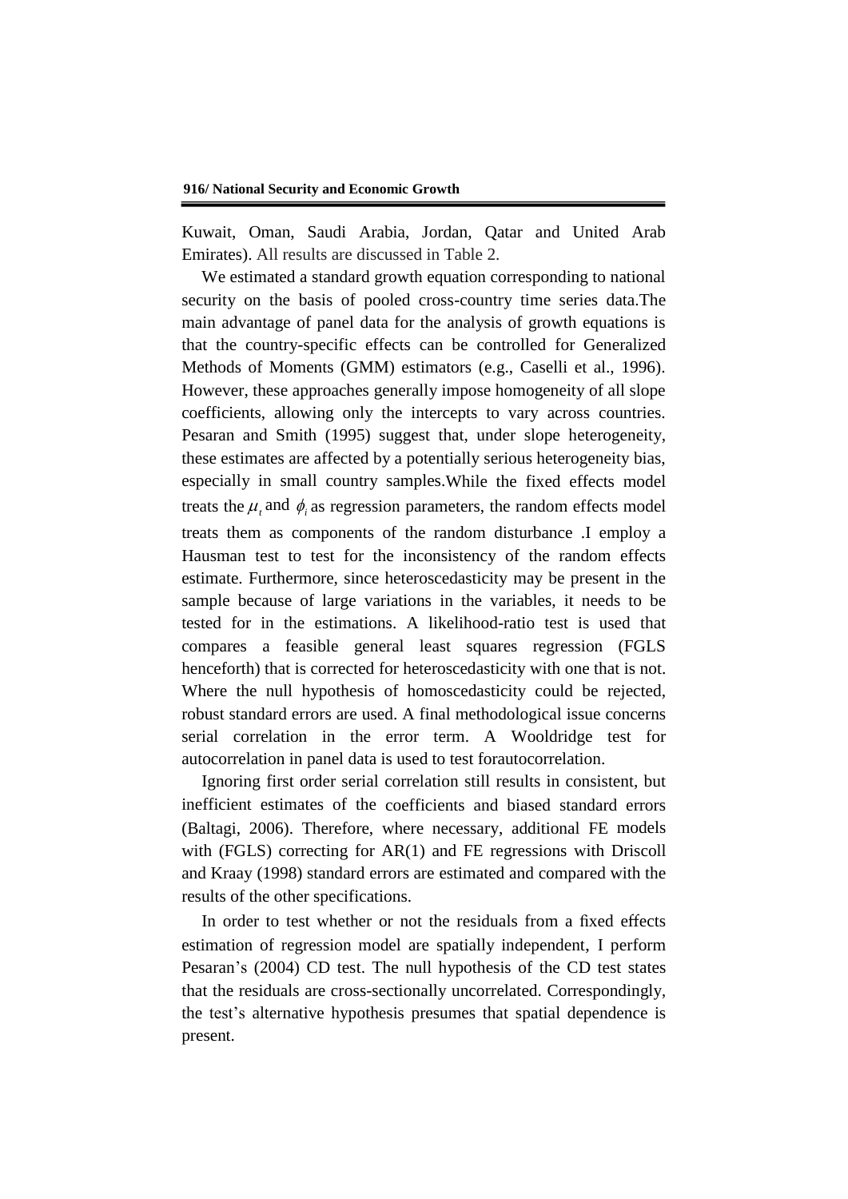Kuwait, Oman, Saudi Arabia, Jordan, Qatar and United Arab Emirates). All results are discussed in Table 2.

We estimated a standard growth equation corresponding to national security on the basis of pooled cross-country time series data.The main advantage of panel data for the analysis of growth equations is that the country-specific effects can be controlled for Generalized Methods of Moments (GMM) estimators (e.g., Caselli et al., 1996). However, these approaches generally impose homogeneity of all slope coefficients, allowing only the intercepts to vary across countries. Pesaran and Smith (1995) suggest that, under slope heterogeneity, these estimates are affected by a potentially serious heterogeneity bias, especially in small country samples.While the fixed effects model treats the $\mu_t$ and $\phi_i$ as regression parameters, the random effects model treats them as components of the random disturbance .I employ a Hausman test to test for the inconsistency of the random effects estimate. Furthermore, since heteroscedasticity may be present in the sample because of large variations in the variables, it needs to be tested for in the estimations. A likelihood-ratio test is used that compares a feasible general least squares regression (FGLS henceforth) that is corrected for heteroscedasticity with one that is not. Where the null hypothesis of homoscedasticity could be rejected, robust standard errors are used. A final methodological issue concerns serial correlation in the error term. A Wooldridge test for autocorrelation in panel data is used to test forautocorrelation.

Ignoring first order serial correlation still results in consistent, but inefficient estimates of the coefficients and biased standard errors (Baltagi, 2006). Therefore, where necessary, additional FE models with (FGLS) correcting for AR(1) and FE regressions with Driscoll and Kraay (1998) standard errors are estimated and compared with the results of the other specifications.

In order to test whether or not the residuals from a fixed effects estimation of regression model are spatially independent, I perform Pesaran's (2004) CD test. The null hypothesis of the CD test states that the residuals are cross-sectionally uncorrelated. Correspondingly, the test's alternative hypothesis presumes that spatial dependence is present.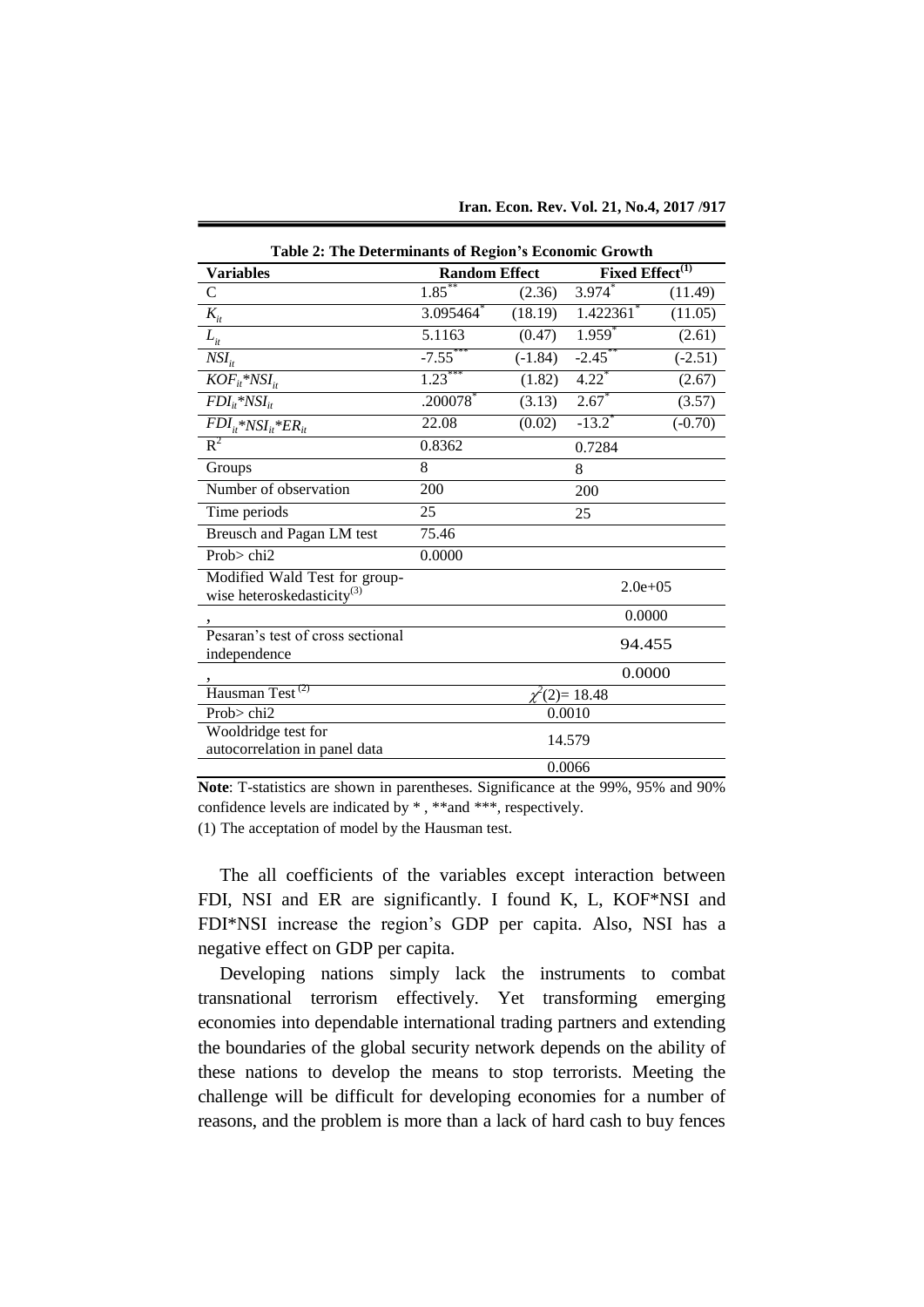**Table 2: The Determinants of Region's Economic Growth**

| Variables | Random Effect | | Fixed Effect(1) | |
|---|---|---|---|---|
| C | $1.85^{**}$ | (2.36) | $3.974^{*}$ | (11.49) |
| $K_{it}$ | $3.095464^{*}$ | (18.19) | $1.422361^{*}$ | (11.05) |
| $L_{it}$ | 5.1163 | (0.47) | $1.959^{*}$ | (2.61) |
| $NSI_{it}$ | $-7.55^{***}$ | (-1.84) | $-2.45^{**}$ | (-2.51) |
| $KOF_{it}*NSI_{it}$ | $1.23^{***}$ | (1.82) | $4.22^{*}$ | (2.67) |
| $FDI_{it}*NSI_{it}$ | $.200078^{*}$ | (3.13) | $2.67^{*}$ | (3.57) |
| $FDI_{it}*NSI_{it}*ER_{it}$ | 22.08 | (0.02) | $-13.2^{*}$ | (-0.70) |
| $R^2$ | 0.8362 | | 0.7284 | |
| Groups | 8 | | 8 | |
| Number of observation | 200 | | 200 | |
| Time periods | 25 | | 25 | |
| Breusch and Pagan LM test | 75.46 | | | |
| Prob> chi2 | 0.0000 | | | |
| Modified Wald Test for group-wise heteroskedasticity(3) | | | 2.0e+05 | |
| , | | | 0.0000 | |
| Pesaran's test of cross sectional independence | | | 94.455 | |
| , | | | 0.0000 | |
| Hausman Test(2) | $\chi^2(2)$= 18.48 | | | |
| Prob> chi2 | 0.0010 | | | |
| Wooldridge test for autocorrelation in panel data | 14.579 | | | |
| | 0.0066 | | | |

**Note**: T-statistics are shown in parentheses. Significance at the 99%, 95% and 90% confidence levels are indicated by * , **and ***, respectively.

(1) The acceptation of model by the Hausman test.

The all coefficients of the variables except interaction between FDI, NSI and ER are significantly. I found K, L, KOF*NSI and FDI*NSI increase the region's GDP per capita. Also, NSI has a negative effect on GDP per capita.

Developing nations simply lack the instruments to combat transnational terrorism effectively. Yet transforming emerging economies into dependable international trading partners and extending the boundaries of the global security network depends on the ability of these nations to develop the means to stop terrorists. Meeting the challenge will be difficult for developing economies for a number of reasons, and the problem is more than a lack of hard cash to buy fences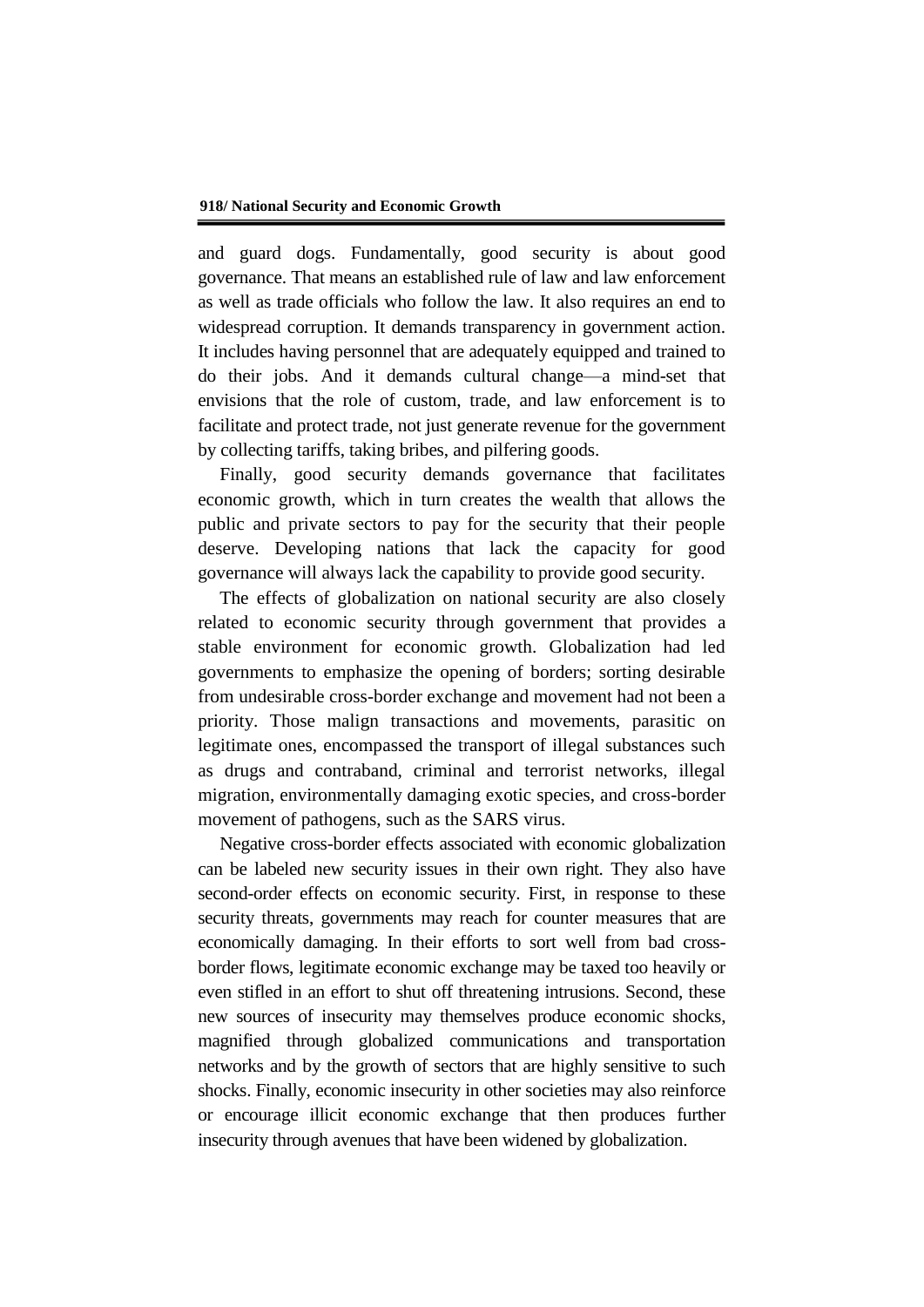and guard dogs. Fundamentally, good security is about good governance. That means an established rule of law and law enforcement as well as trade officials who follow the law. It also requires an end to widespread corruption. It demands transparency in government action. It includes having personnel that are adequately equipped and trained to do their jobs. And it demands cultural change—a mind-set that envisions that the role of custom, trade, and law enforcement is to facilitate and protect trade, not just generate revenue for the government by collecting tariffs, taking bribes, and pilfering goods.

Finally, good security demands governance that facilitates economic growth, which in turn creates the wealth that allows the public and private sectors to pay for the security that their people deserve. Developing nations that lack the capacity for good governance will always lack the capability to provide good security.

The effects of globalization on national security are also closely related to economic security through government that provides a stable environment for economic growth. Globalization had led governments to emphasize the opening of borders; sorting desirable from undesirable cross-border exchange and movement had not been a priority. Those malign transactions and movements, parasitic on legitimate ones, encompassed the transport of illegal substances such as drugs and contraband, criminal and terrorist networks, illegal migration, environmentally damaging exotic species, and cross-border movement of pathogens, such as the SARS virus.

Negative cross-border effects associated with economic globalization can be labeled new security issues in their own right. They also have second-order effects on economic security. First, in response to these security threats, governments may reach for counter measures that are economically damaging. In their efforts to sort well from bad cross-border flows, legitimate economic exchange may be taxed too heavily or even stifled in an effort to shut off threatening intrusions. Second, these new sources of insecurity may themselves produce economic shocks, magnified through globalized communications and transportation networks and by the growth of sectors that are highly sensitive to such shocks. Finally, economic insecurity in other societies may also reinforce or encourage illicit economic exchange that then produces further insecurity through avenues that have been widened by globalization.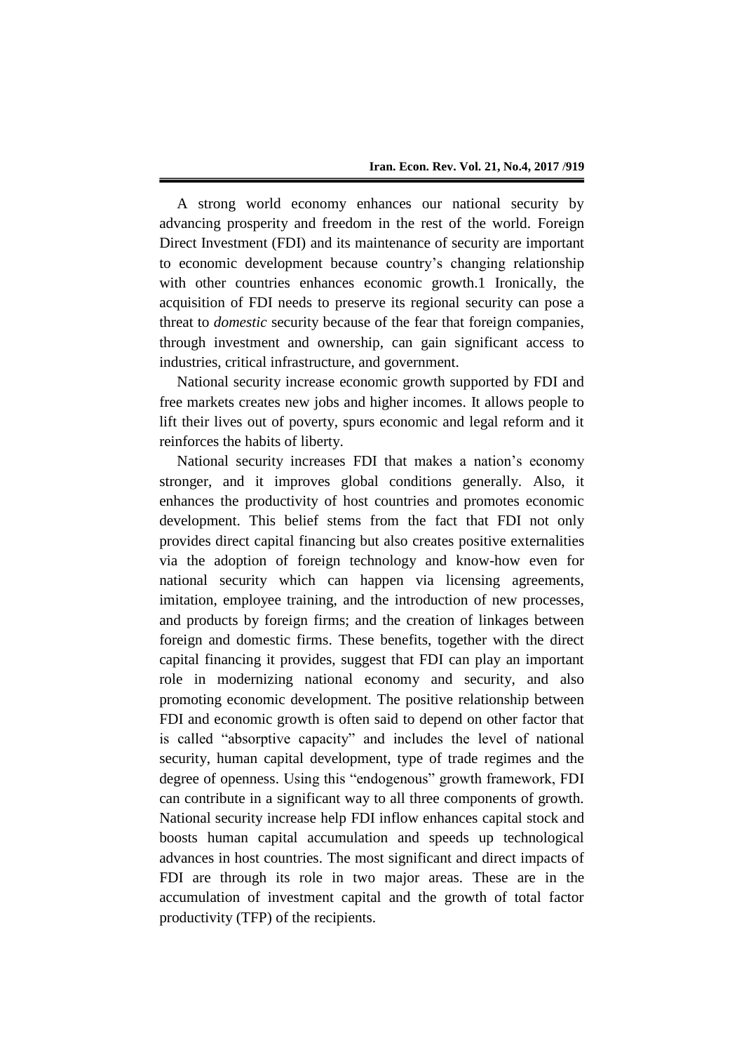A strong world economy enhances our national security by advancing prosperity and freedom in the rest of the world. Foreign Direct Investment (FDI) and its maintenance of security are important to economic development because country's changing relationship with other countries enhances economic growth.1 Ironically, the acquisition of FDI needs to preserve its regional security can pose a threat to *domestic* security because of the fear that foreign companies, through investment and ownership, can gain significant access to industries, critical infrastructure, and government.

National security increase economic growth supported by FDI and free markets creates new jobs and higher incomes. It allows people to lift their lives out of poverty, spurs economic and legal reform and it reinforces the habits of liberty.

National security increases FDI that makes a nation's economy stronger, and it improves global conditions generally. Also, it enhances the productivity of host countries and promotes economic development. This belief stems from the fact that FDI not only provides direct capital financing but also creates positive externalities via the adoption of foreign technology and know-how even for national security which can happen via licensing agreements, imitation, employee training, and the introduction of new processes, and products by foreign firms; and the creation of linkages between foreign and domestic firms. These benefits, together with the direct capital financing it provides, suggest that FDI can play an important role in modernizing national economy and security, and also promoting economic development. The positive relationship between FDI and economic growth is often said to depend on other factor that is called "absorptive capacity" and includes the level of national security, human capital development, type of trade regimes and the degree of openness. Using this "endogenous" growth framework, FDI can contribute in a significant way to all three components of growth. National security increase help FDI inflow enhances capital stock and boosts human capital accumulation and speeds up technological advances in host countries. The most significant and direct impacts of FDI are through its role in two major areas. These are in the accumulation of investment capital and the growth of total factor productivity (TFP) of the recipients.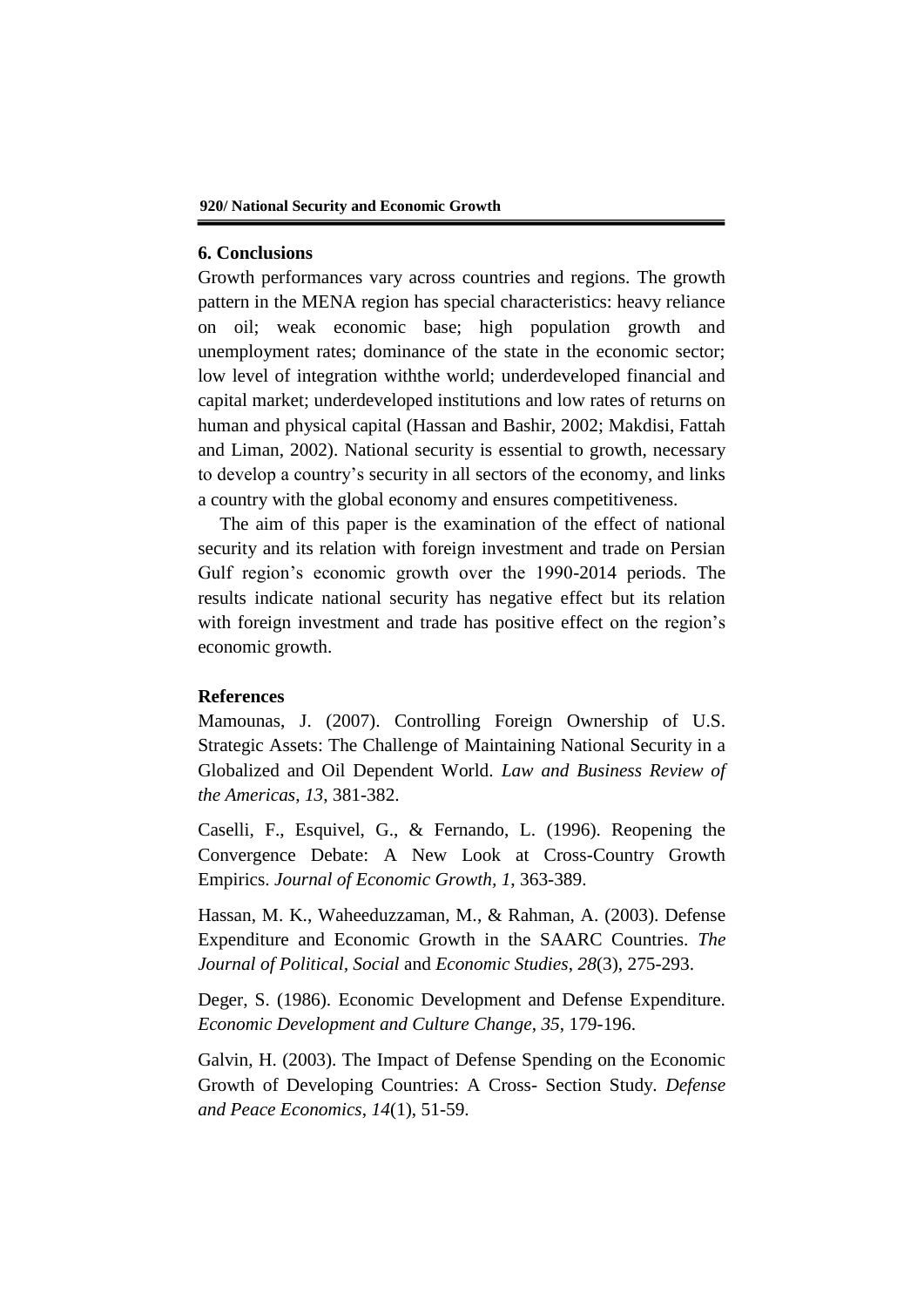## 6. Conclusions

Growth performances vary across countries and regions. The growth pattern in the MENA region has special characteristics: heavy reliance on oil; weak economic base; high population growth and unemployment rates; dominance of the state in the economic sector; low level of integration withthe world; underdeveloped financial and capital market; underdeveloped institutions and low rates of returns on human and physical capital (Hassan and Bashir, 2002; Makdisi, Fattah and Liman, 2002). National security is essential to growth, necessary to develop a country's security in all sectors of the economy, and links a country with the global economy and ensures competitiveness.

The aim of this paper is the examination of the effect of national security and its relation with foreign investment and trade on Persian Gulf region's economic growth over the 1990-2014 periods. The results indicate national security has negative effect but its relation with foreign investment and trade has positive effect on the region's economic growth.

## References

Mamounas, J. (2007). Controlling Foreign Ownership of U.S. Strategic Assets: The Challenge of Maintaining National Security in a Globalized and Oil Dependent World. *Law and Business Review of the Americas*, *13*, 381-382.

Caselli, F., Esquivel, G., & Fernando, L. (1996). Reopening the Convergence Debate: A New Look at Cross-Country Growth Empirics. *Journal of Economic Growth, 1*, 363-389.

Hassan, M. K., Waheeduzzaman, M., & Rahman, A. (2003). Defense Expenditure and Economic Growth in the SAARC Countries. *The Journal of Political, Social* and *Economic Studies*, *28*(3), 275-293.

Deger, S. (1986). Economic Development and Defense Expenditure. *Economic Development and Culture Change*, *35*, 179-196.

Galvin, H. (2003). The Impact of Defense Spending on the Economic Growth of Developing Countries: A Cross- Section Study. *Defense and Peace Economics*, *14*(1), 51-59.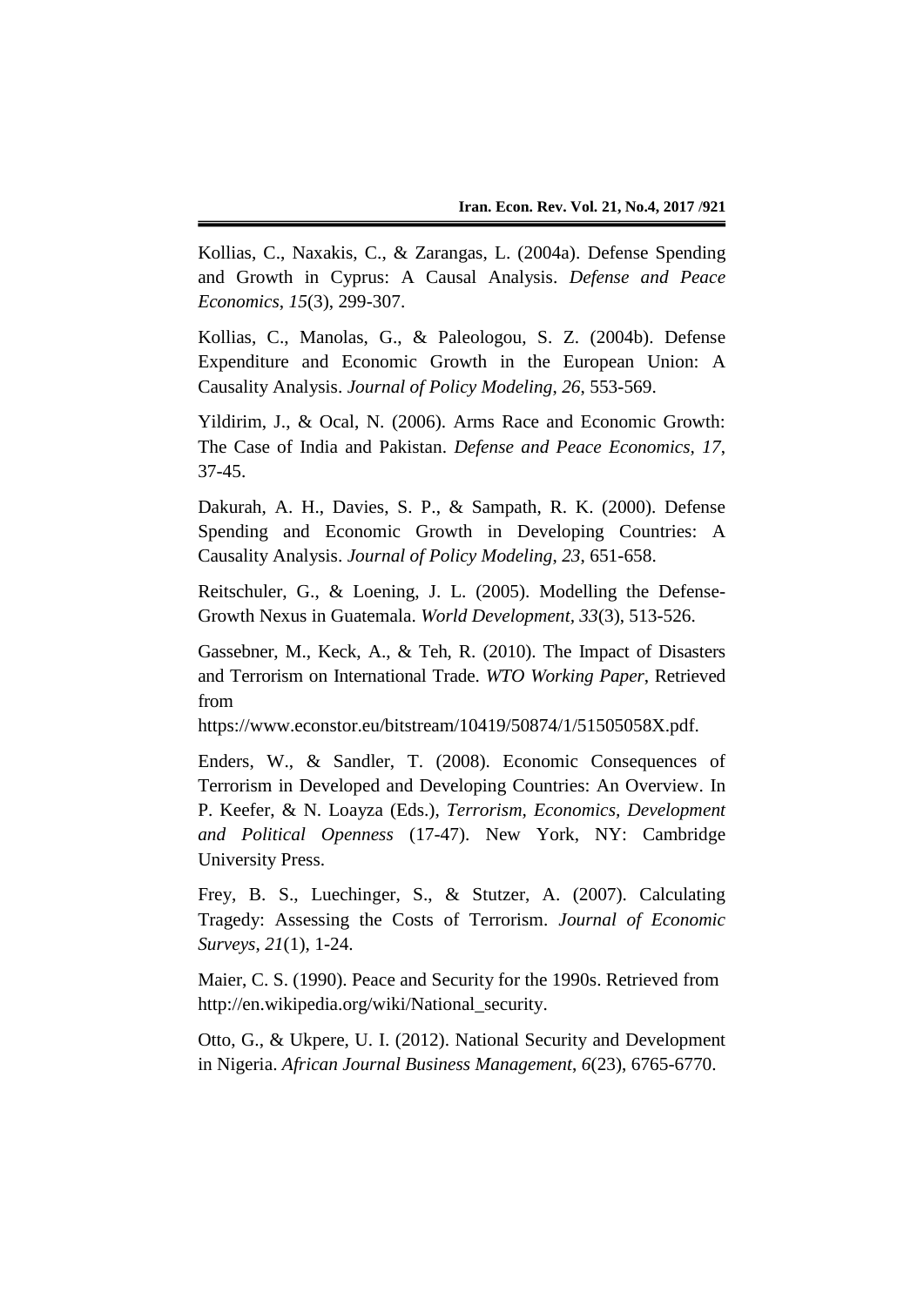Kollias, C., Naxakis, C., & Zarangas, L. (2004a). Defense Spending and Growth in Cyprus: A Causal Analysis. *Defense and Peace Economics*, *15*(3), 299-307.

Kollias, C., Manolas, G., & Paleologou, S. Z. (2004b). Defense Expenditure and Economic Growth in the European Union: A Causality Analysis. *Journal of Policy Modeling*, *26*, 553-569.

Yildirim, J., & Ocal, N. (2006). Arms Race and Economic Growth: The Case of India and Pakistan. *Defense and Peace Economics*, *17*, 37-45.

Dakurah, A. H., Davies, S. P., & Sampath, R. K. (2000). Defense Spending and Economic Growth in Developing Countries: A Causality Analysis. *Journal of Policy Modeling*, *23*, 651-658.

Reitschuler, G., & Loening, J. L. (2005). Modelling the Defense-Growth Nexus in Guatemala. *World Development*, *33*(3), 513-526.

Gassebner, M., Keck, A., & Teh, R. (2010). The Impact of Disasters and Terrorism on International Trade. *WTO Working Paper*, Retrieved from https://www.econstor.eu/bitstream/10419/50874/1/51505058X.pdf.

Enders, W., & Sandler, T. (2008). Economic Consequences of Terrorism in Developed and Developing Countries: An Overview. In P. Keefer, & N. Loayza (Eds.), *Terrorism, Economics, Development and Political Openness* (17-47). New York, NY: Cambridge University Press.

Frey, B. S., Luechinger, S., & Stutzer, A. (2007). Calculating Tragedy: Assessing the Costs of Terrorism. *Journal of Economic Surveys*, *21*(1), 1-24.

Maier, C. S. (1990). Peace and Security for the 1990s. Retrieved from http://en.wikipedia.org/wiki/National_security.

Otto, G., & Ukpere, U. I. (2012). National Security and Development in Nigeria. *African Journal Business Management*, *6*(23), 6765-6770.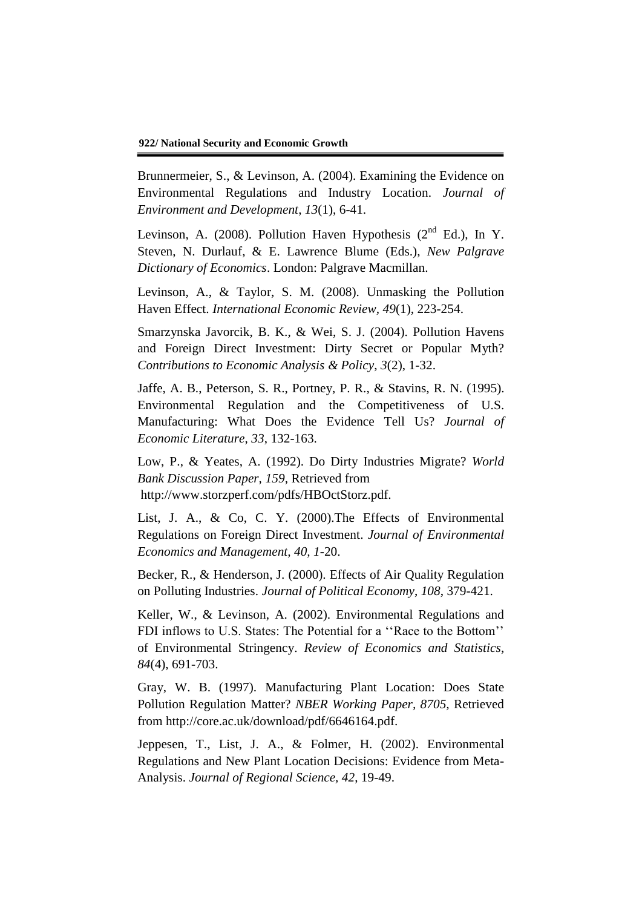Brunnermeier, S., & Levinson, A. (2004). Examining the Evidence on Environmental Regulations and Industry Location. *Journal of Environment and Development*, *13*(1), 6-41.

Levinson, A. (2008). Pollution Haven Hypothesis (2nd Ed.), In Y. Steven, N. Durlauf, & E. Lawrence Blume (Eds.), *New Palgrave Dictionary of Economics*. London: Palgrave Macmillan.

Levinson, A., & Taylor, S. M. (2008). Unmasking the Pollution Haven Effect. *International Economic Review*, *49*(1), 223-254.

Smarzynska Javorcik, B. K., & Wei, S. J. (2004). Pollution Havens and Foreign Direct Investment: Dirty Secret or Popular Myth? *Contributions to Economic Analysis & Policy*, *3*(2), 1-32.

Jaffe, A. B., Peterson, S. R., Portney, P. R., & Stavins, R. N. (1995). Environmental Regulation and the Competitiveness of U.S. Manufacturing: What Does the Evidence Tell Us? *Journal of Economic Literature*, *33*, 132-163.

Low, P., & Yeates, A. (1992). Do Dirty Industries Migrate? *World Bank Discussion Paper*, *159*, Retrieved from http://www.storzperf.com/pdfs/HBOctStorz.pdf.

List, J. A., & Co, C. Y. (2000).The Effects of Environmental Regulations on Foreign Direct Investment. *Journal of Environmental Economics and Management, 40, 1*-20.

Becker, R., & Henderson, J. (2000). Effects of Air Quality Regulation on Polluting Industries. *Journal of Political Economy*, *108*, 379-421.

Keller, W., & Levinson, A. (2002). Environmental Regulations and FDI inflows to U.S. States: The Potential for a ''Race to the Bottom'' of Environmental Stringency. *Review of Economics and Statistics*, *84*(4), 691-703.

Gray, W. B. (1997). Manufacturing Plant Location: Does State Pollution Regulation Matter? *NBER Working Paper*, *8705*, Retrieved from http://core.ac.uk/download/pdf/6646164.pdf.

Jeppesen, T., List, J. A., & Folmer, H. (2002). Environmental Regulations and New Plant Location Decisions: Evidence from Meta-Analysis. *Journal of Regional Science, 42*, 19-49.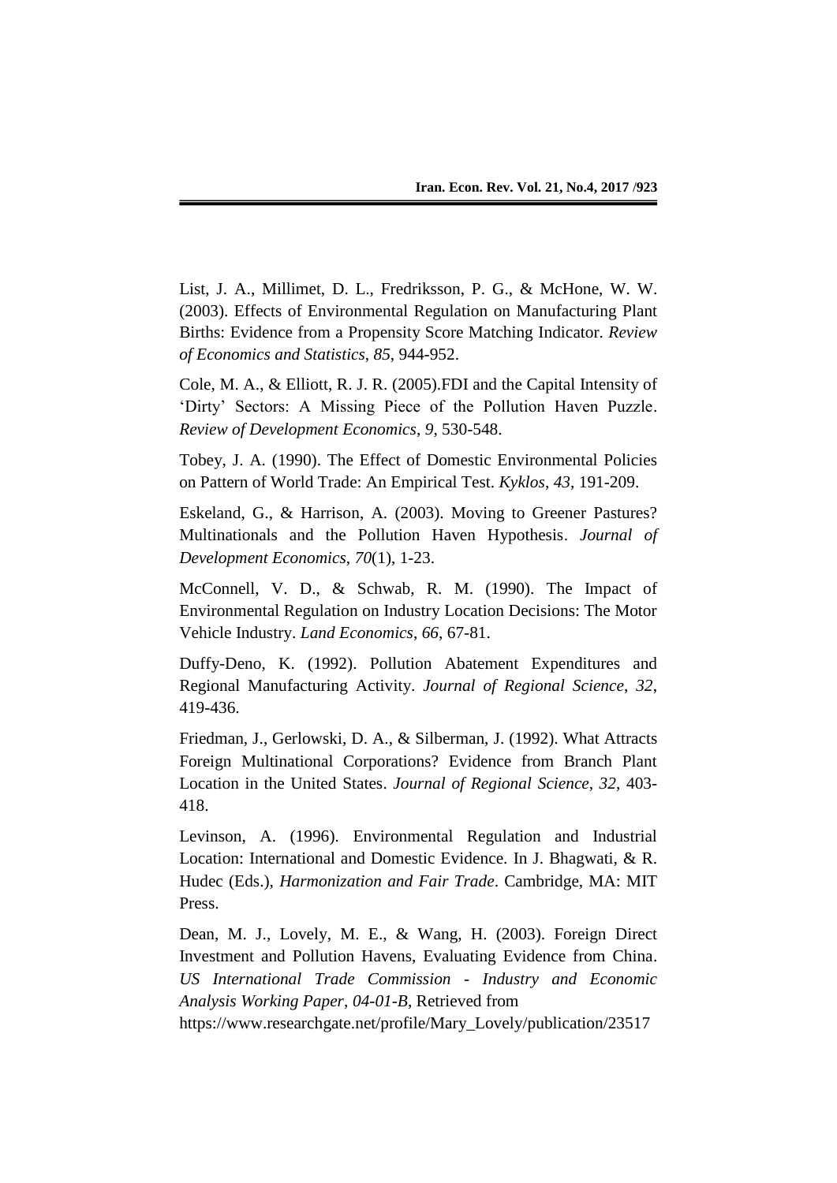List, J. A., Millimet, D. L., Fredriksson, P. G., & McHone, W. W. (2003). Effects of Environmental Regulation on Manufacturing Plant Births: Evidence from a Propensity Score Matching Indicator. *Review of Economics and Statistics*, *85*, 944-952.

Cole, M. A., & Elliott, R. J. R. (2005).FDI and the Capital Intensity of 'Dirty' Sectors: A Missing Piece of the Pollution Haven Puzzle. *Review of Development Economics*, *9*, 530-548.

Tobey, J. A. (1990). The Effect of Domestic Environmental Policies on Pattern of World Trade: An Empirical Test. *Kyklos*, *43*, 191-209.

Eskeland, G., & Harrison, A. (2003). Moving to Greener Pastures? Multinationals and the Pollution Haven Hypothesis. *Journal of Development Economics*, *70*(1), 1-23.

McConnell, V. D., & Schwab, R. M. (1990). The Impact of Environmental Regulation on Industry Location Decisions: The Motor Vehicle Industry. *Land Economics*, *66*, 67-81.

Duffy-Deno, K. (1992). Pollution Abatement Expenditures and Regional Manufacturing Activity. *Journal of Regional Science*, *32*, 419-436.

Friedman, J., Gerlowski, D. A., & Silberman, J. (1992). What Attracts Foreign Multinational Corporations? Evidence from Branch Plant Location in the United States. *Journal of Regional Science, 32*, 403-418.

Levinson, A. (1996). Environmental Regulation and Industrial Location: International and Domestic Evidence. In J. Bhagwati, & R. Hudec (Eds.), *Harmonization and Fair Trade*. Cambridge, MA: MIT Press.

Dean, M. J., Lovely, M. E., & Wang, H. (2003). Foreign Direct Investment and Pollution Havens, Evaluating Evidence from China. *US International Trade Commission - Industry and Economic Analysis Working Paper*, *04-01-B*, Retrieved from https://www.researchgate.net/profile/Mary_Lovely/publication/23517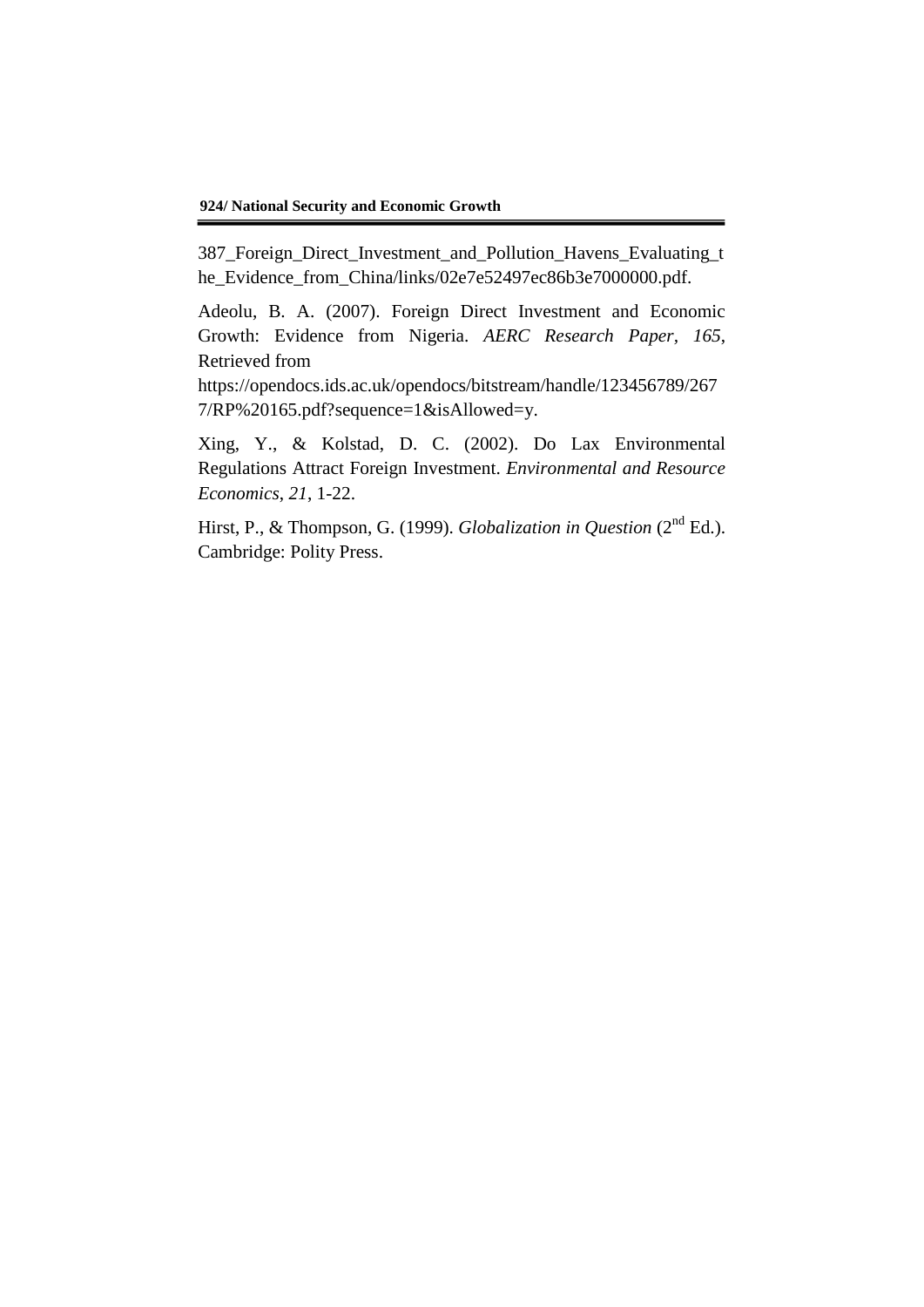387_Foreign_Direct_Investment_and_Pollution_Havens_Evaluating_the_Evidence_from_China/links/02e7e52497ec86b3e7000000.pdf.

Adeolu, B. A. (2007). Foreign Direct Investment and Economic Growth: Evidence from Nigeria. *AERC Research Paper*, *165*, Retrieved from https://opendocs.ids.ac.uk/opendocs/bitstream/handle/123456789/2677/RP%20165.pdf?sequence=1&isAllowed=y.

Xing, Y., & Kolstad, D. C. (2002). Do Lax Environmental Regulations Attract Foreign Investment. *Environmental and Resource Economics*, *21*, 1-22.

Hirst, P., & Thompson, G. (1999). *Globalization in Question* (2nd Ed.). Cambridge: Polity Press.